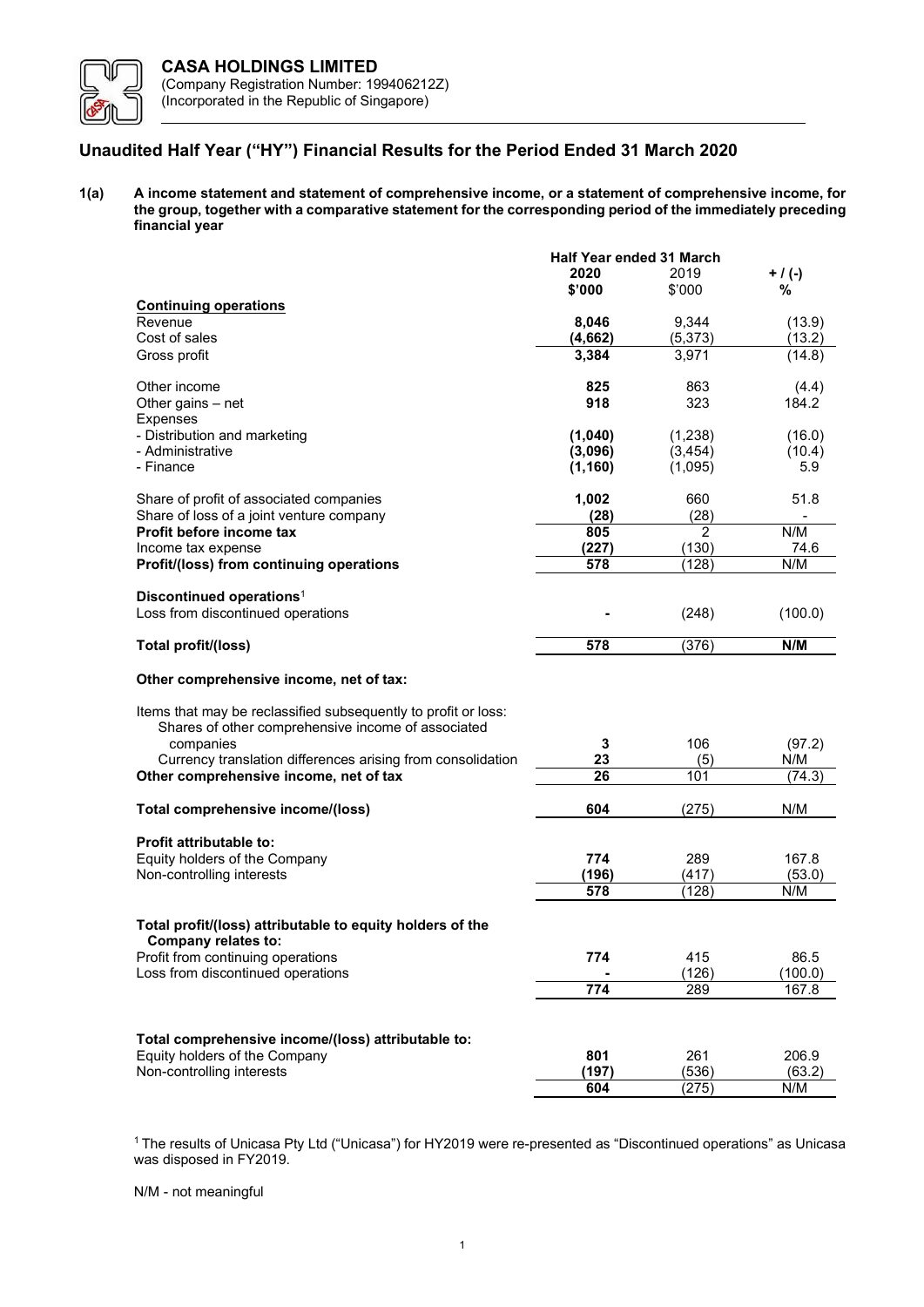**CASA HOLDINGS LIMITED**
(Company Registration Number: 199406212Z)
(Incorporated in the Republic of Singapore)

## Unaudited Half Year ("HY") Financial Results for the Period Ended 31 March 2020

**1(a) A income statement and statement of comprehensive income, or a statement of comprehensive income, for the group, together with a comparative statement for the corresponding period of the immediately preceding financial year**

| | Half Year ended 31 March | | |
|---|---|---|---|
| | **2020** | 2019 | + / (-) |
| | **$'000** | $'000 | % |
| **Continuing operations** | | | |
| Revenue | **8,046** | 9,344 | (13.9) |
| Cost of sales | **(4,662)** | (5,373) | (13.2) |
| Gross profit | **3,384** | 3,971 | (14.8) |
| | | | |
| Other income | **825** | 863 | (4.4) |
| Other gains – net | **918** | 323 | 184.2 |
| Expenses | | | |
| - Distribution and marketing | **(1,040)** | (1,238) | (16.0) |
| - Administrative | **(3,096)** | (3,454) | (10.4) |
| - Finance | **(1,160)** | (1,095) | 5.9 |
| | | | |
| Share of profit of associated companies | **1,002** | 660 | 51.8 |
| Share of loss of a joint venture company | **(28)** | (28) | - |
| **Profit before income tax** | **805** | 2 | N/M |
| Income tax expense | **(227)** | (130) | 74.6 |
| **Profit/(loss) from continuing operations** | **578** | (128) | N/M |
| | | | |
| **Discontinued operations**[1] | | | |
| Loss from discontinued operations | **-** | (248) | (100.0) |
| | | | |
| **Total profit/(loss)** | **578** | (376) | **N/M** |
| | | | |
| **Other comprehensive income, net of tax:** | | | |
| | | | |
| Items that may be reclassified subsequently to profit or loss: | | | |
| Shares of other comprehensive income of associated companies | **3** | 106 | (97.2) |
| Currency translation differences arising from consolidation | **23** | (5) | N/M |
| **Other comprehensive income, net of tax** | **26** | 101 | (74.3) |
| | | | |
| **Total comprehensive income/(loss)** | **604** | (275) | N/M |
| | | | |
| **Profit attributable to:** | | | |
| Equity holders of the Company | **774** | 289 | 167.8 |
| Non-controlling interests | **(196)** | (417) | (53.0) |
| | **578** | (128) | N/M |
| | | | |
| **Total profit/(loss) attributable to equity holders of the Company relates to:** | | | |
| Profit from continuing operations | **774** | 415 | 86.5 |
| Loss from discontinued operations | **-** | (126) | (100.0) |
| | **774** | 289 | 167.8 |
| | | | |
| **Total comprehensive income/(loss) attributable to:** | | | |
| Equity holders of the Company | **801** | 261 | 206.9 |
| Non-controlling interests | **(197)** | (536) | (63.2) |
| | **604** | (275) | N/M |

[1] The results of Unicasa Pty Ltd ("Unicasa") for HY2019 were re-presented as "Discontinued operations" as Unicasa was disposed in FY2019.

N/M - not meaningful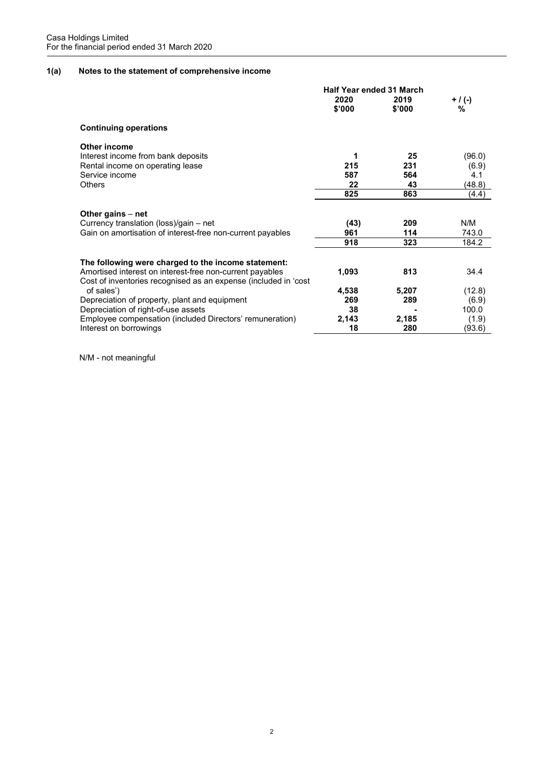## 1(a) Notes to the statement of comprehensive income

| | Half Year ended 31 March | | |
|---|---|---|---|
| | **2020** | **2019** | **+ / (-)** |
| | **\$'000** | **\$'000** | **%** |
| **Continuing operations** | | | |
| **Other income** | | | |
| Interest income from bank deposits | **1** | **25** | (96.0) |
| Rental income on operating lease | **215** | **231** | (6.9) |
| Service income | **587** | **564** | 4.1 |
| Others | **22** | **43** | (48.8) |
| | **825** | **863** | (4.4) |
| **Other gains – net** | | | |
| Currency translation (loss)/gain – net | **(43)** | **209** | N/M |
| Gain on amortisation of interest-free non-current payables | **961** | **114** | 743.0 |
| | **918** | **323** | 184.2 |
| **The following were charged to the income statement:** | | | |
| Amortised interest on interest-free non-current payables | **1,093** | **813** | 34.4 |
| Cost of inventories recognised as an expense (included in 'cost of sales') | **4,538** | **5,207** | (12.8) |
| Depreciation of property, plant and equipment | **269** | **289** | (6.9) |
| Depreciation of right-of-use assets | **38** | **-** | 100.0 |
| Employee compensation (included Directors' remuneration) | **2,143** | **2,185** | (1.9) |
| Interest on borrowings | **18** | **280** | (93.6) |

N/M - not meaningful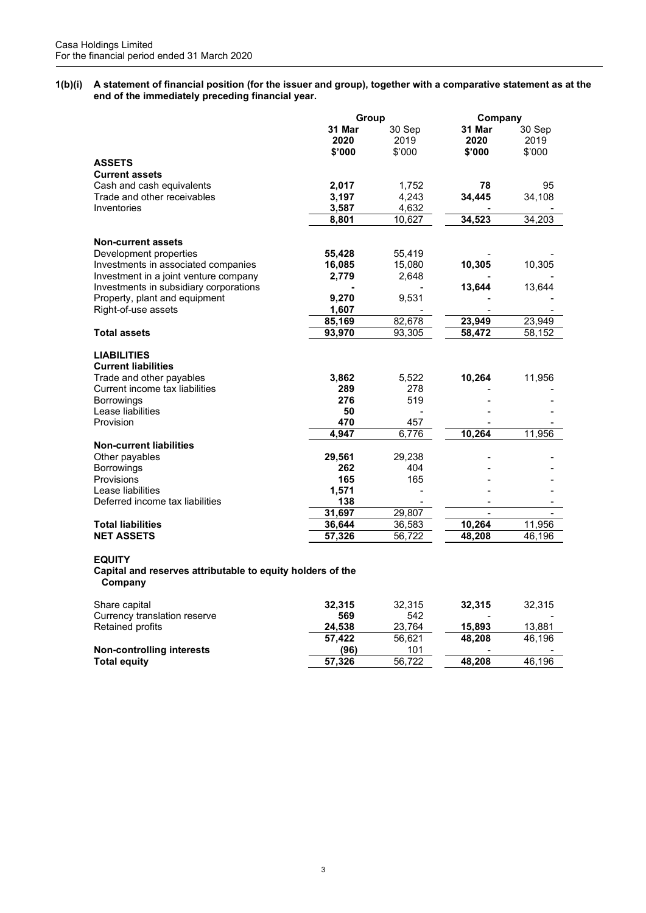**1(b)(i) A statement of financial position (for the issuer and group), together with a comparative statement as at the end of the immediately preceding financial year.**

| | Group | | Company | |
|---|---|---|---|---|
| | **31 Mar 2020** | 30 Sep 2019 | **31 Mar 2020** | 30 Sep 2019 |
| | **$'000** | $'000 | **$'000** | $'000 |
| **ASSETS** | | | | |
| **Current assets** | | | | |
| Cash and cash equivalents | **2,017** | 1,752 | **78** | 95 |
| Trade and other receivables | **3,197** | 4,243 | **34,445** | 34,108 |
| Inventories | **3,587** | 4,632 | **-** | - |
| | **8,801** | 10,627 | **34,523** | 34,203 |
| **Non-current assets** | | | | |
| Development properties | **55,428** | 55,419 | **-** | - |
| Investments in associated companies | **16,085** | 15,080 | **10,305** | 10,305 |
| Investment in a joint venture company | **2,779** | 2,648 | **-** | - |
| Investments in subsidiary corporations | **-** | - | **13,644** | 13,644 |
| Property, plant and equipment | **9,270** | 9,531 | **-** | - |
| Right-of-use assets | **1,607** | - | **-** | - |
| | **85,169** | 82,678 | **23,949** | 23,949 |
| **Total assets** | **93,970** | 93,305 | **58,472** | 58,152 |
| **LIABILITIES** | | | | |
| **Current liabilities** | | | | |
| Trade and other payables | **3,862** | 5,522 | **10,264** | 11,956 |
| Current income tax liabilities | **289** | 278 | **-** | - |
| Borrowings | **276** | 519 | **-** | - |
| Lease liabilities | **50** | - | **-** | - |
| Provision | **470** | 457 | **-** | - |
| | **4,947** | 6,776 | **10,264** | 11,956 |
| **Non-current liabilities** | | | | |
| Other payables | **29,561** | 29,238 | **-** | - |
| Borrowings | **262** | 404 | **-** | - |
| Provisions | **165** | 165 | **-** | - |
| Lease liabilities | **1,571** | - | **-** | - |
| Deferred income tax liabilities | **138** | - | **-** | - |
| | **31,697** | 29,807 | **-** | - |
| **Total liabilities** | **36,644** | 36,583 | **10,264** | 11,956 |
| **NET ASSETS** | **57,326** | 56,722 | **48,208** | 46,196 |
| **EQUITY** | | | | |
| **Capital and reserves attributable to equity holders of the Company** | | | | |
| Share capital | **32,315** | 32,315 | **32,315** | 32,315 |
| Currency translation reserve | **569** | 542 | **-** | - |
| Retained profits | **24,538** | 23,764 | **15,893** | 13,881 |
| | **57,422** | 56,621 | **48,208** | 46,196 |
| **Non-controlling interests** | **(96)** | 101 | **-** | - |
| **Total equity** | **57,326** | 56,722 | **48,208** | 46,196 |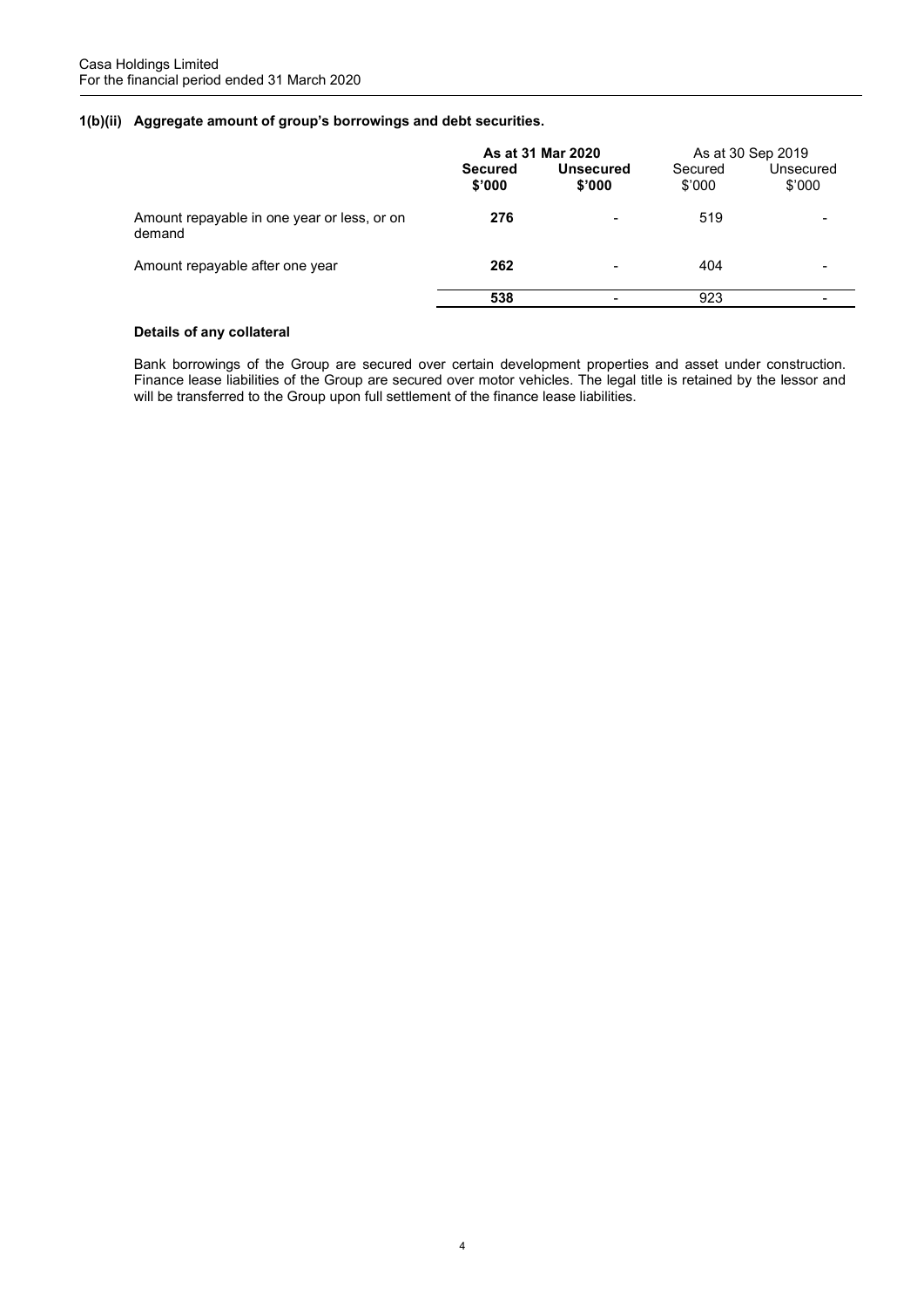### 1(b)(ii) Aggregate amount of group's borrowings and debt securities.

| | **As at 31 Mar 2020** | | As at 30 Sep 2019 | |
|---|---|---|---|---|
| | **Secured \$'000** | **Unsecured \$'000** | Secured \$'000 | Unsecured \$'000 |
| Amount repayable in one year or less, or on demand | **276** | - | 519 | - |
| Amount repayable after one year | **262** | - | 404 | - |
| | **538** | - | 923 | - |

**Details of any collateral**

Bank borrowings of the Group are secured over certain development properties and asset under construction. Finance lease liabilities of the Group are secured over motor vehicles. The legal title is retained by the lessor and will be transferred to the Group upon full settlement of the finance lease liabilities.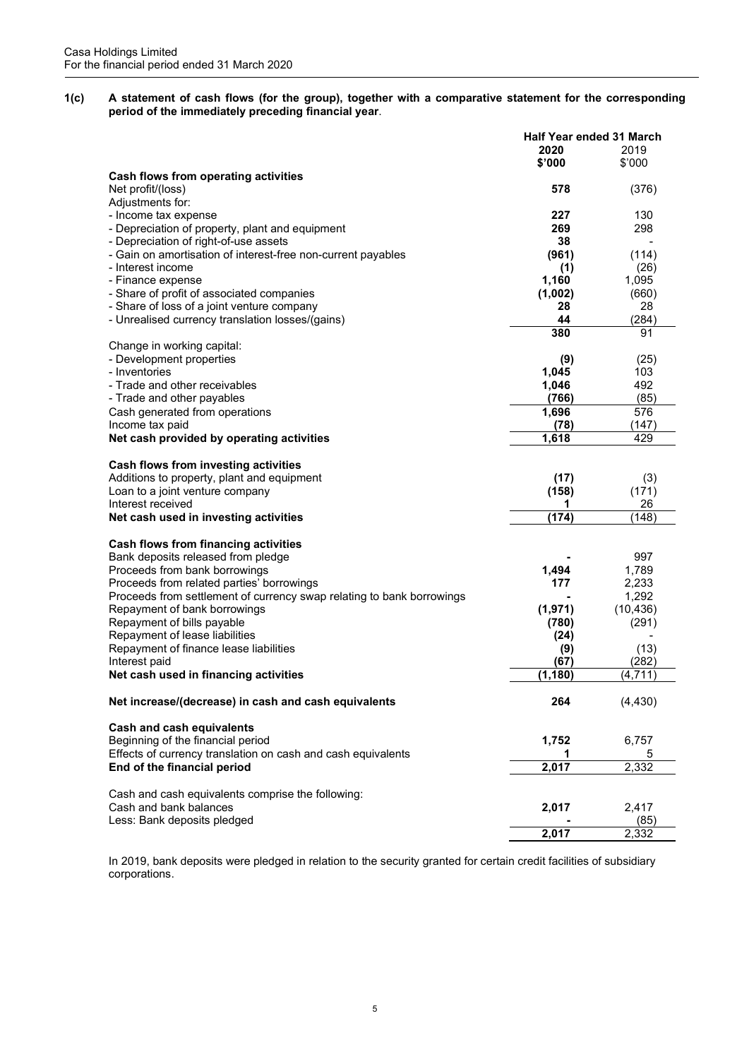**1(c) A statement of cash flows (for the group), together with a comparative statement for the corresponding period of the immediately preceding financial year.**

| | Half Year ended 31 March | |
|---|---|---|
| | **2020** | 2019 |
| | **$'000** | $'000 |
| **Cash flows from operating activities** | | |
| Net profit/(loss) | **578** | (376) |
| Adjustments for: | | |
| - Income tax expense | **227** | 130 |
| - Depreciation of property, plant and equipment | **269** | 298 |
| - Depreciation of right-of-use assets | **38** | - |
| - Gain on amortisation of interest-free non-current payables | **(961)** | (114) |
| - Interest income | **(1)** | (26) |
| - Finance expense | **1,160** | 1,095 |
| - Share of profit of associated companies | **(1,002)** | (660) |
| - Share of loss of a joint venture company | **28** | 28 |
| - Unrealised currency translation losses/(gains) | **44** | (284) |
| | **380** | 91 |
| Change in working capital: | | |
| - Development properties | **(9)** | (25) |
| - Inventories | **1,045** | 103 |
| - Trade and other receivables | **1,046** | 492 |
| - Trade and other payables | **(766)** | (85) |
| Cash generated from operations | **1,696** | 576 |
| Income tax paid | **(78)** | (147) |
| **Net cash provided by operating activities** | **1,618** | 429 |
| | | |
| **Cash flows from investing activities** | | |
| Additions to property, plant and equipment | **(17)** | (3) |
| Loan to a joint venture company | **(158)** | (171) |
| Interest received | **1** | 26 |
| **Net cash used in investing activities** | **(174)** | (148) |
| | | |
| **Cash flows from financing activities** | | |
| Bank deposits released from pledge | **-** | 997 |
| Proceeds from bank borrowings | **1,494** | 1,789 |
| Proceeds from related parties' borrowings | **177** | 2,233 |
| Proceeds from settlement of currency swap relating to bank borrowings | **-** | 1,292 |
| Repayment of bank borrowings | **(1,971)** | (10,436) |
| Repayment of bills payable | **(780)** | (291) |
| Repayment of lease liabilities | **(24)** | - |
| Repayment of finance lease liabilities | **(9)** | (13) |
| Interest paid | **(67)** | (282) |
| **Net cash used in financing activities** | **(1,180)** | (4,711) |
| | | |
| **Net increase/(decrease) in cash and cash equivalents** | **264** | (4,430) |
| | | |
| **Cash and cash equivalents** | | |
| Beginning of the financial period | **1,752** | 6,757 |
| Effects of currency translation on cash and cash equivalents | **1** | 5 |
| **End of the financial period** | **2,017** | 2,332 |
| | | |
| Cash and cash equivalents comprise the following: | | |
| Cash and bank balances | **2,017** | 2,417 |
| Less: Bank deposits pledged | **-** | (85) |
| | **2,017** | 2,332 |

In 2019, bank deposits were pledged in relation to the security granted for certain credit facilities of subsidiary corporations.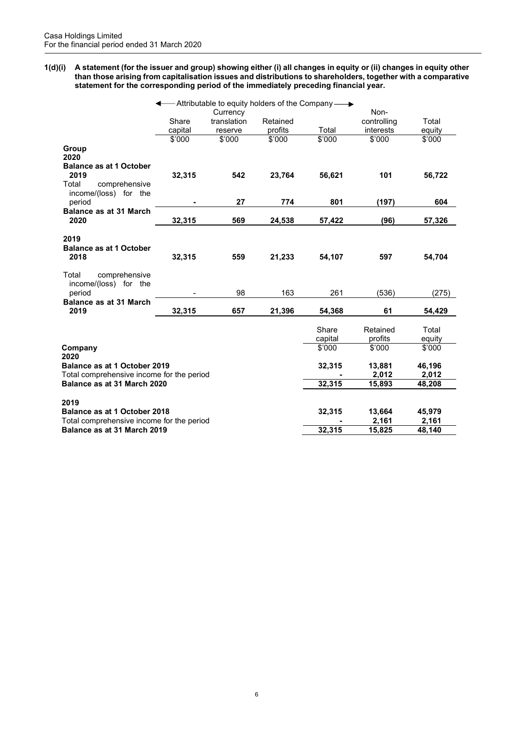**1(d)(i) A statement (for the issuer and group) showing either (i) all changes in equity or (ii) changes in equity other than those arising from capitalisation issues and distributions to shareholders, together with a comparative statement for the corresponding period of the immediately preceding financial year.**

| | Attributable to equity holders of the Company | | | | | |
|---|---|---|---|---|---|---|
| | Share capital | Currency translation reserve | Retained profits | Total | Non-controlling interests | Total equity |
| | $'000 | $'000 | $'000 | $'000 | $'000 | $'000 |
| **Group** | | | | | | |
| **2020** | | | | | | |
| **Balance as at 1 October 2019** | **32,315** | **542** | **23,764** | **56,621** | **101** | **56,722** |
| Total comprehensive income/(loss) for the period | **-** | **27** | **774** | **801** | **(197)** | **604** |
| **Balance as at 31 March 2020** | **32,315** | **569** | **24,538** | **57,422** | **(96)** | **57,326** |
| **2019** | | | | | | |
| **Balance as at 1 October 2018** | **32,315** | **559** | **21,233** | **54,107** | **597** | **54,704** |
| Total comprehensive income/(loss) for the period | - | 98 | 163 | 261 | (536) | (275) |
| **Balance as at 31 March 2019** | **32,315** | **657** | **21,396** | **54,368** | **61** | **54,429** |

| | Share capital | Retained profits | Total equity |
|---|---|---|---|
| **Company** | $'000 | $'000 | $'000 |
| **2020** | | | |
| **Balance as at 1 October 2019** | **32,315** | **13,881** | **46,196** |
| Total comprehensive income for the period | **-** | **2,012** | **2,012** |
| **Balance as at 31 March 2020** | **32,315** | **15,893** | **48,208** |
| **2019** | | | |
| **Balance as at 1 October 2018** | **32,315** | **13,664** | **45,979** |
| Total comprehensive income for the period | **-** | **2,161** | **2,161** |
| **Balance as at 31 March 2019** | **32,315** | **15,825** | **48,140** |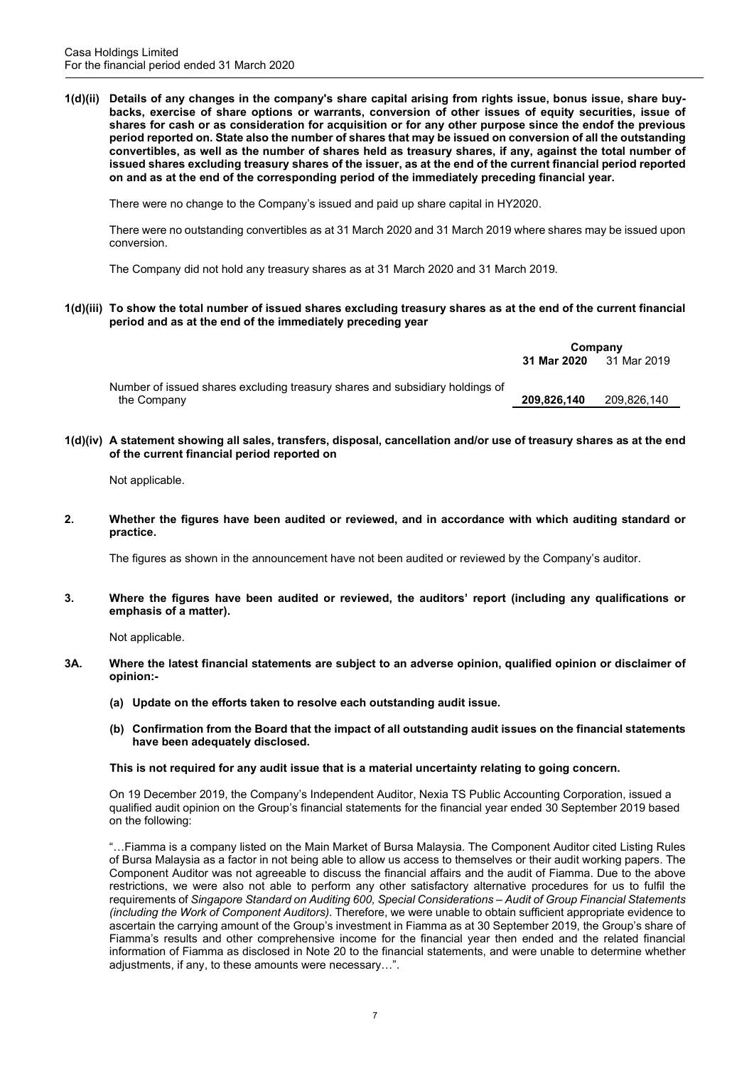**1(d)(ii) Details of any changes in the company's share capital arising from rights issue, bonus issue, share buy-backs, exercise of share options or warrants, conversion of other issues of equity securities, issue of shares for cash or as consideration for acquisition or for any other purpose since the endof the previous period reported on. State also the number of shares that may be issued on conversion of all the outstanding convertibles, as well as the number of shares held as treasury shares, if any, against the total number of issued shares excluding treasury shares of the issuer, as at the end of the current financial period reported on and as at the end of the corresponding period of the immediately preceding financial year.**

There were no change to the Company's issued and paid up share capital in HY2020.

There were no outstanding convertibles as at 31 March 2020 and 31 March 2019 where shares may be issued upon conversion.

The Company did not hold any treasury shares as at 31 March 2020 and 31 March 2019.

**1(d)(iii) To show the total number of issued shares excluding treasury shares as at the end of the current financial period and as at the end of the immediately preceding year**

| | Company | |
|---|---|---|
| | **31 Mar 2020** | 31 Mar 2019 |
| Number of issued shares excluding treasury shares and subsidiary holdings of the Company | **209,826,140** | 209,826,140 |

**1(d)(iv) A statement showing all sales, transfers, disposal, cancellation and/or use of treasury shares as at the end of the current financial period reported on**

Not applicable.

**2. Whether the figures have been audited or reviewed, and in accordance with which auditing standard or practice.**

The figures as shown in the announcement have not been audited or reviewed by the Company's auditor.

**3. Where the figures have been audited or reviewed, the auditors' report (including any qualifications or emphasis of a matter).**

Not applicable.

**3A. Where the latest financial statements are subject to an adverse opinion, qualified opinion or disclaimer of opinion:-**

**(a) Update on the efforts taken to resolve each outstanding audit issue.**

**(b) Confirmation from the Board that the impact of all outstanding audit issues on the financial statements have been adequately disclosed.**

**This is not required for any audit issue that is a material uncertainty relating to going concern.**

On 19 December 2019, the Company's Independent Auditor, Nexia TS Public Accounting Corporation, issued a qualified audit opinion on the Group's financial statements for the financial year ended 30 September 2019 based on the following:

"…Fiamma is a company listed on the Main Market of Bursa Malaysia. The Component Auditor cited Listing Rules of Bursa Malaysia as a factor in not being able to allow us access to themselves or their audit working papers. The Component Auditor was not agreeable to discuss the financial affairs and the audit of Fiamma. Due to the above restrictions, we were also not able to perform any other satisfactory alternative procedures for us to fulfil the requirements of *Singapore Standard on Auditing 600, Special Considerations – Audit of Group Financial Statements (including the Work of Component Auditors)*. Therefore, we were unable to obtain sufficient appropriate evidence to ascertain the carrying amount of the Group's investment in Fiamma as at 30 September 2019, the Group's share of Fiamma's results and other comprehensive income for the financial year then ended and the related financial information of Fiamma as disclosed in Note 20 to the financial statements, and were unable to determine whether adjustments, if any, to these amounts were necessary…".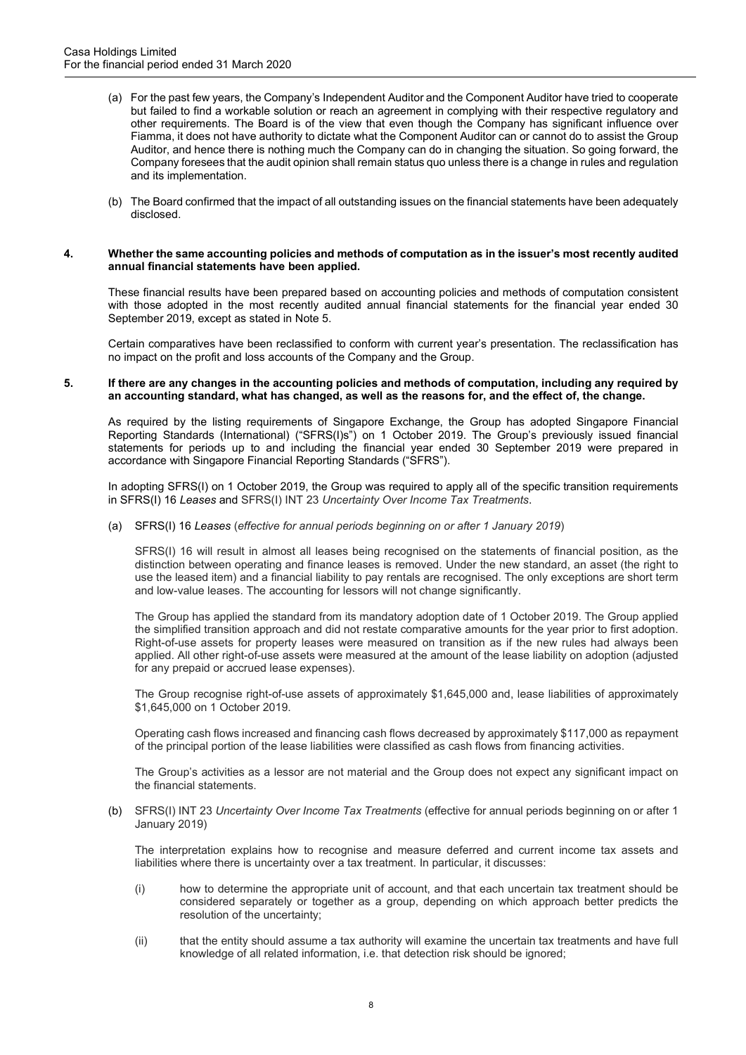(a) For the past few years, the Company's Independent Auditor and the Component Auditor have tried to cooperate but failed to find a workable solution or reach an agreement in complying with their respective regulatory and other requirements. The Board is of the view that even though the Company has significant influence over Fiamma, it does not have authority to dictate what the Component Auditor can or cannot do to assist the Group Auditor, and hence there is nothing much the Company can do in changing the situation. So going forward, the Company foresees that the audit opinion shall remain status quo unless there is a change in rules and regulation and its implementation.

(b) The Board confirmed that the impact of all outstanding issues on the financial statements have been adequately disclosed.

**4. Whether the same accounting policies and methods of computation as in the issuer's most recently audited annual financial statements have been applied.**

These financial results have been prepared based on accounting policies and methods of computation consistent with those adopted in the most recently audited annual financial statements for the financial year ended 30 September 2019, except as stated in Note 5.

Certain comparatives have been reclassified to conform with current year's presentation. The reclassification has no impact on the profit and loss accounts of the Company and the Group.

**5. If there are any changes in the accounting policies and methods of computation, including any required by an accounting standard, what has changed, as well as the reasons for, and the effect of, the change.**

As required by the listing requirements of Singapore Exchange, the Group has adopted Singapore Financial Reporting Standards (International) ("SFRS(I)s") on 1 October 2019. The Group's previously issued financial statements for periods up to and including the financial year ended 30 September 2019 were prepared in accordance with Singapore Financial Reporting Standards ("SFRS").

In adopting SFRS(I) on 1 October 2019, the Group was required to apply all of the specific transition requirements in SFRS(I) 16 *Leases* and SFRS(I) INT 23 *Uncertainty Over Income Tax Treatments*.

(a) SFRS(I) 16 *Leases* (*effective for annual periods beginning on or after 1 January 2019*)

SFRS(I) 16 will result in almost all leases being recognised on the statements of financial position, as the distinction between operating and finance leases is removed. Under the new standard, an asset (the right to use the leased item) and a financial liability to pay rentals are recognised. The only exceptions are short term and low-value leases. The accounting for lessors will not change significantly.

The Group has applied the standard from its mandatory adoption date of 1 October 2019. The Group applied the simplified transition approach and did not restate comparative amounts for the year prior to first adoption. Right-of-use assets for property leases were measured on transition as if the new rules had always been applied. All other right-of-use assets were measured at the amount of the lease liability on adoption (adjusted for any prepaid or accrued lease expenses).

The Group recognise right-of-use assets of approximately $1,645,000 and, lease liabilities of approximately $1,645,000 on 1 October 2019.

Operating cash flows increased and financing cash flows decreased by approximately $117,000 as repayment of the principal portion of the lease liabilities were classified as cash flows from financing activities.

The Group's activities as a lessor are not material and the Group does not expect any significant impact on the financial statements.

(b) SFRS(I) INT 23 *Uncertainty Over Income Tax Treatments* (effective for annual periods beginning on or after 1 January 2019)

The interpretation explains how to recognise and measure deferred and current income tax assets and liabilities where there is uncertainty over a tax treatment. In particular, it discusses:

(i) how to determine the appropriate unit of account, and that each uncertain tax treatment should be considered separately or together as a group, depending on which approach better predicts the resolution of the uncertainty;

(ii) that the entity should assume a tax authority will examine the uncertain tax treatments and have full knowledge of all related information, i.e. that detection risk should be ignored;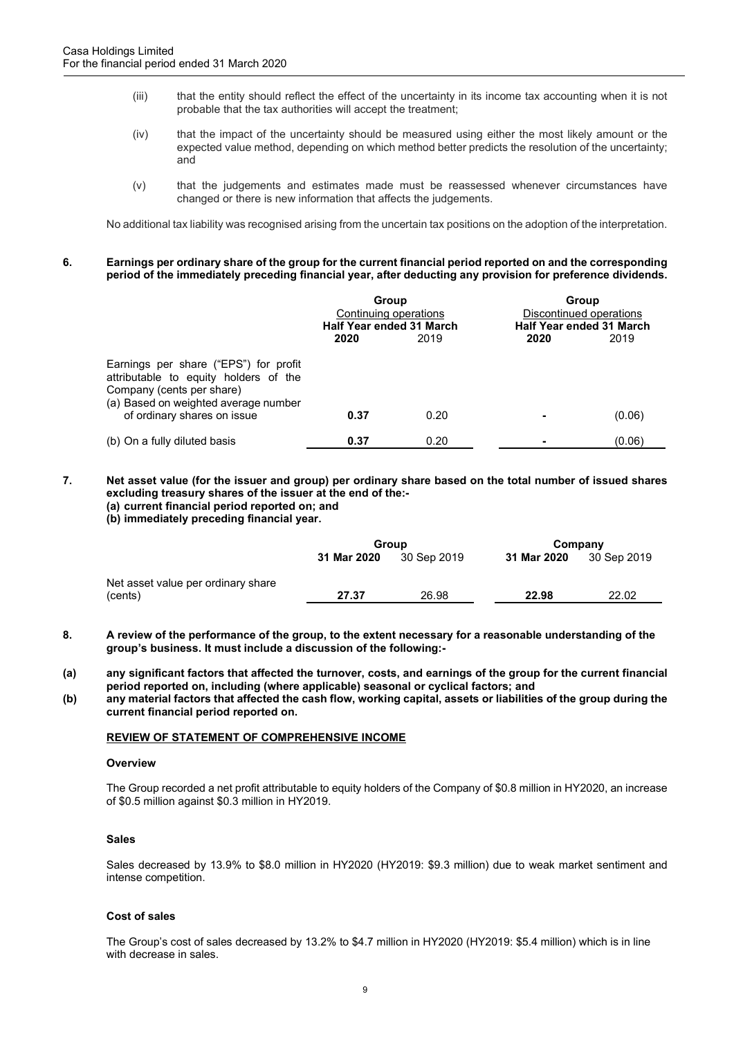(iii) that the entity should reflect the effect of the uncertainty in its income tax accounting when it is not probable that the tax authorities will accept the treatment;

(iv) that the impact of the uncertainty should be measured using either the most likely amount or the expected value method, depending on which method better predicts the resolution of the uncertainty; and

(v) that the judgements and estimates made must be reassessed whenever circumstances have changed or there is new information that affects the judgements.

No additional tax liability was recognised arising from the uncertain tax positions on the adoption of the interpretation.

**6. Earnings per ordinary share of the group for the current financial period reported on and the corresponding period of the immediately preceding financial year, after deducting any provision for preference dividends.**

| | Group | | Group | |
|---|---|---|---|---|
| | Continuing operations | | Discontinued operations | |
| | **Half Year ended 31 March** | | **Half Year ended 31 March** | |
| | **2020** | 2019 | **2020** | 2019 |
| Earnings per share ("EPS") for profit attributable to equity holders of the Company (cents per share) | | | | |
| (a) Based on weighted average number of ordinary shares on issue | **0.37** | 0.20 | **-** | (0.06) |
| (b) On a fully diluted basis | **0.37** | 0.20 | **-** | (0.06) |

**7. Net asset value (for the issuer and group) per ordinary share based on the total number of issued shares excluding treasury shares of the issuer at the end of the:-**
**(a) current financial period reported on; and**
**(b) immediately preceding financial year.**

| | Group | | Company | |
|---|---|---|---|---|
| | **31 Mar 2020** | 30 Sep 2019 | **31 Mar 2020** | 30 Sep 2019 |
| Net asset value per ordinary share (cents) | **27.37** | 26.98 | **22.98** | 22.02 |

**8. A review of the performance of the group, to the extent necessary for a reasonable understanding of the group's business. It must include a discussion of the following:-**

**(a) any significant factors that affected the turnover, costs, and earnings of the group for the current financial period reported on, including (where applicable) seasonal or cyclical factors; and**

**(b) any material factors that affected the cash flow, working capital, assets or liabilities of the group during the current financial period reported on.**

**REVIEW OF STATEMENT OF COMPREHENSIVE INCOME**

**Overview**

The Group recorded a net profit attributable to equity holders of the Company of $0.8 million in HY2020, an increase of $0.5 million against $0.3 million in HY2019.

**Sales**

Sales decreased by 13.9% to $8.0 million in HY2020 (HY2019: $9.3 million) due to weak market sentiment and intense competition.

**Cost of sales**

The Group's cost of sales decreased by 13.2% to $4.7 million in HY2020 (HY2019: $5.4 million) which is in line with decrease in sales.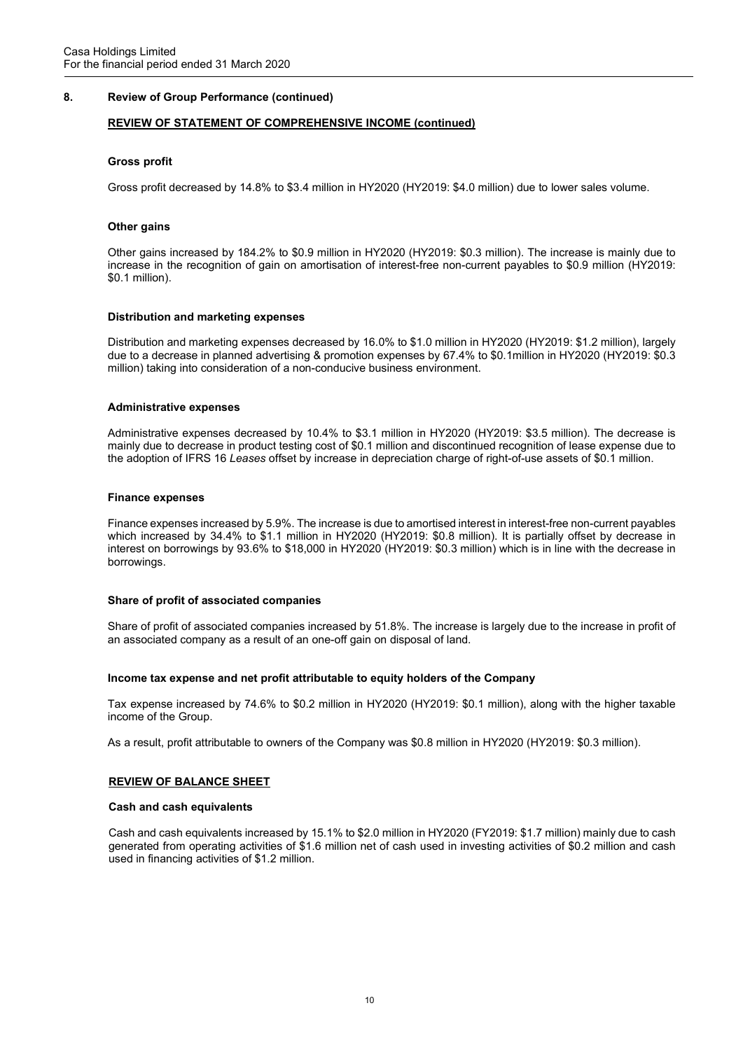## 8. Review of Group Performance (continued)

**REVIEW OF STATEMENT OF COMPREHENSIVE INCOME (continued)**

### Gross profit

Gross profit decreased by 14.8% to $3.4 million in HY2020 (HY2019: $4.0 million) due to lower sales volume.

### Other gains

Other gains increased by 184.2% to $0.9 million in HY2020 (HY2019: $0.3 million). The increase is mainly due to increase in the recognition of gain on amortisation of interest-free non-current payables to $0.9 million (HY2019: $0.1 million).

### Distribution and marketing expenses

Distribution and marketing expenses decreased by 16.0% to $1.0 million in HY2020 (HY2019: $1.2 million), largely due to a decrease in planned advertising & promotion expenses by 67.4% to $0.1million in HY2020 (HY2019: $0.3 million) taking into consideration of a non-conducive business environment.

### Administrative expenses

Administrative expenses decreased by 10.4% to $3.1 million in HY2020 (HY2019: $3.5 million). The decrease is mainly due to decrease in product testing cost of $0.1 million and discontinued recognition of lease expense due to the adoption of IFRS 16 *Leases* offset by increase in depreciation charge of right-of-use assets of $0.1 million.

### Finance expenses

Finance expenses increased by 5.9%. The increase is due to amortised interest in interest-free non-current payables which increased by 34.4% to $1.1 million in HY2020 (HY2019: $0.8 million). It is partially offset by decrease in interest on borrowings by 93.6% to $18,000 in HY2020 (HY2019: $0.3 million) which is in line with the decrease in borrowings.

### Share of profit of associated companies

Share of profit of associated companies increased by 51.8%. The increase is largely due to the increase in profit of an associated company as a result of an one-off gain on disposal of land.

### Income tax expense and net profit attributable to equity holders of the Company

Tax expense increased by 74.6% to $0.2 million in HY2020 (HY2019: $0.1 million), along with the higher taxable income of the Group.

As a result, profit attributable to owners of the Company was $0.8 million in HY2020 (HY2019: $0.3 million).

**REVIEW OF BALANCE SHEET**

### Cash and cash equivalents

Cash and cash equivalents increased by 15.1% to $2.0 million in HY2020 (FY2019: $1.7 million) mainly due to cash generated from operating activities of $1.6 million net of cash used in investing activities of $0.2 million and cash used in financing activities of $1.2 million.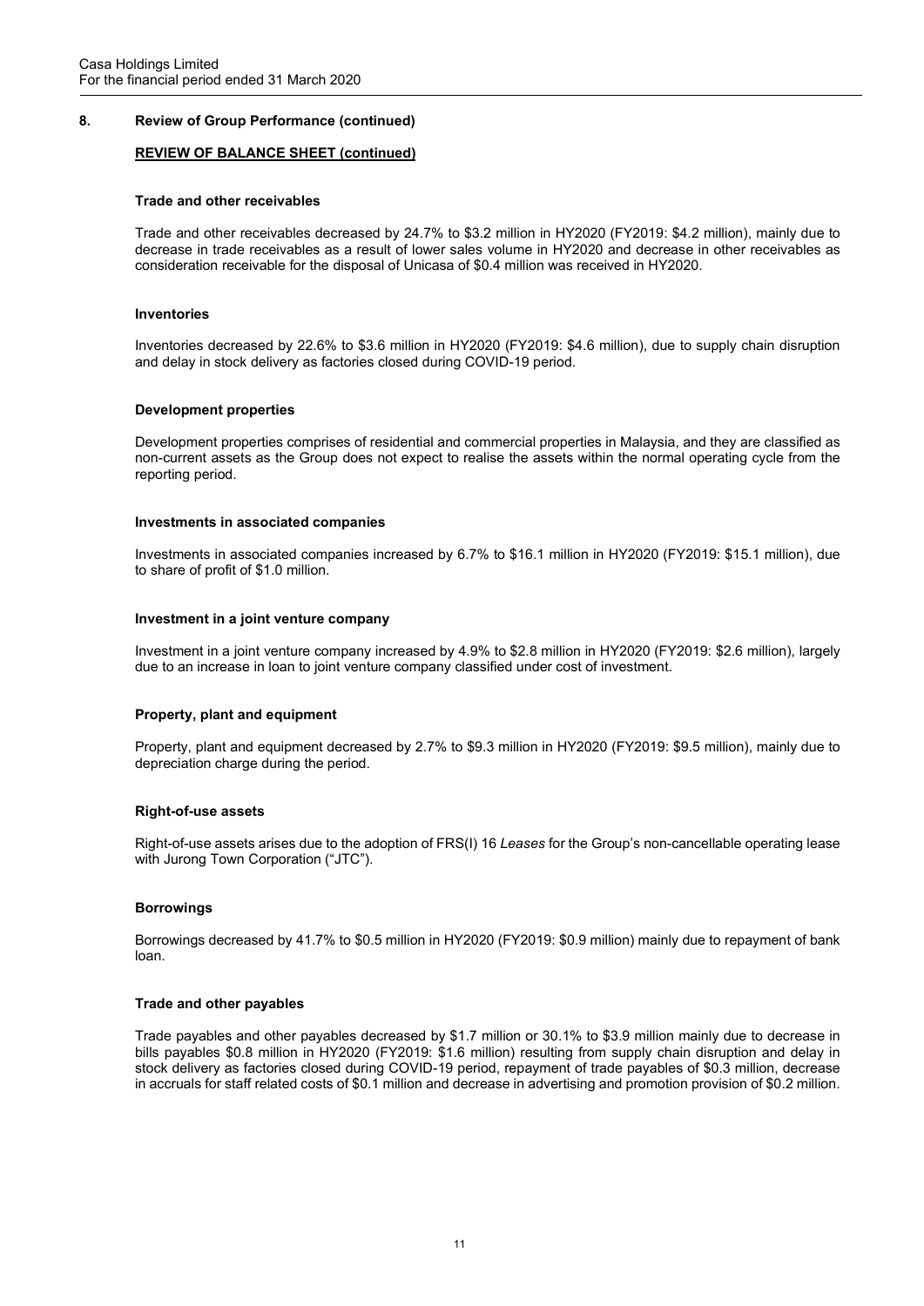## 8. Review of Group Performance (continued)

**REVIEW OF BALANCE SHEET (continued)**

### Trade and other receivables

Trade and other receivables decreased by 24.7% to $3.2 million in HY2020 (FY2019: $4.2 million), mainly due to decrease in trade receivables as a result of lower sales volume in HY2020 and decrease in other receivables as consideration receivable for the disposal of Unicasa of $0.4 million was received in HY2020.

### Inventories

Inventories decreased by 22.6% to $3.6 million in HY2020 (FY2019: $4.6 million), due to supply chain disruption and delay in stock delivery as factories closed during COVID-19 period.

### Development properties

Development properties comprises of residential and commercial properties in Malaysia, and they are classified as non-current assets as the Group does not expect to realise the assets within the normal operating cycle from the reporting period.

### Investments in associated companies

Investments in associated companies increased by 6.7% to $16.1 million in HY2020 (FY2019: $15.1 million), due to share of profit of $1.0 million.

### Investment in a joint venture company

Investment in a joint venture company increased by 4.9% to $2.8 million in HY2020 (FY2019: $2.6 million), largely due to an increase in loan to joint venture company classified under cost of investment.

### Property, plant and equipment

Property, plant and equipment decreased by 2.7% to $9.3 million in HY2020 (FY2019: $9.5 million), mainly due to depreciation charge during the period.

### Right-of-use assets

Right-of-use assets arises due to the adoption of FRS(I) 16 *Leases* for the Group's non-cancellable operating lease with Jurong Town Corporation ("JTC").

### Borrowings

Borrowings decreased by 41.7% to $0.5 million in HY2020 (FY2019: $0.9 million) mainly due to repayment of bank loan.

### Trade and other payables

Trade payables and other payables decreased by $1.7 million or 30.1% to $3.9 million mainly due to decrease in bills payables $0.8 million in HY2020 (FY2019: $1.6 million) resulting from supply chain disruption and delay in stock delivery as factories closed during COVID-19 period, repayment of trade payables of $0.3 million, decrease in accruals for staff related costs of $0.1 million and decrease in advertising and promotion provision of $0.2 million.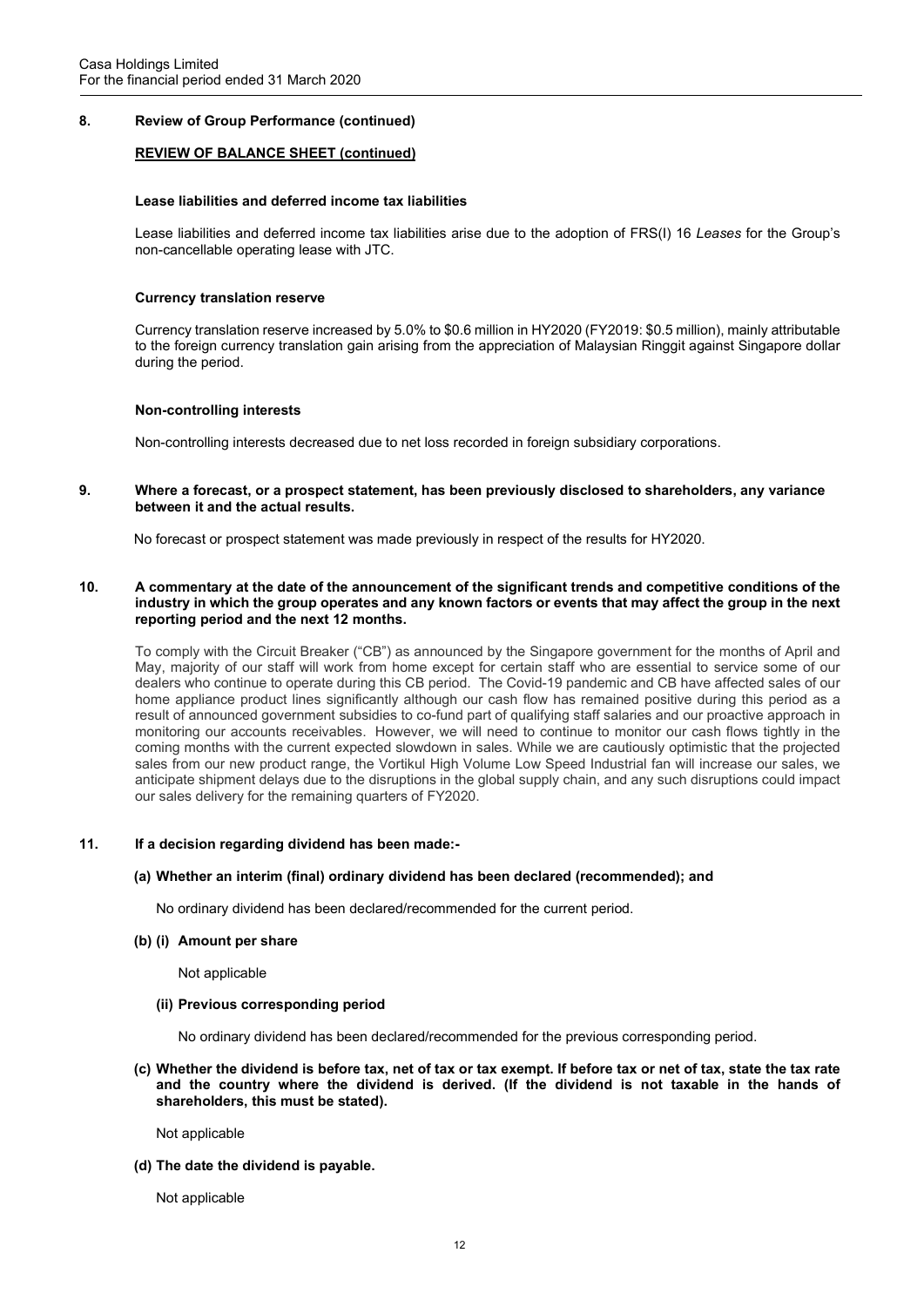## 8. Review of Group Performance (continued)

### REVIEW OF BALANCE SHEET (continued)

**Lease liabilities and deferred income tax liabilities**

Lease liabilities and deferred income tax liabilities arise due to the adoption of FRS(I) 16 *Leases* for the Group's non-cancellable operating lease with JTC.

**Currency translation reserve**

Currency translation reserve increased by 5.0% to $0.6 million in HY2020 (FY2019: $0.5 million), mainly attributable to the foreign currency translation gain arising from the appreciation of Malaysian Ringgit against Singapore dollar during the period.

**Non-controlling interests**

Non-controlling interests decreased due to net loss recorded in foreign subsidiary corporations.

## 9. Where a forecast, or a prospect statement, has been previously disclosed to shareholders, any variance between it and the actual results.

No forecast or prospect statement was made previously in respect of the results for HY2020.

## 10. A commentary at the date of the announcement of the significant trends and competitive conditions of the industry in which the group operates and any known factors or events that may affect the group in the next reporting period and the next 12 months.

To comply with the Circuit Breaker ("CB") as announced by the Singapore government for the months of April and May, majority of our staff will work from home except for certain staff who are essential to service some of our dealers who continue to operate during this CB period. The Covid-19 pandemic and CB have affected sales of our home appliance product lines significantly although our cash flow has remained positive during this period as a result of announced government subsidies to co-fund part of qualifying staff salaries and our proactive approach in monitoring our accounts receivables. However, we will need to continue to monitor our cash flows tightly in the coming months with the current expected slowdown in sales. While we are cautiously optimistic that the projected sales from our new product range, the Vortikul High Volume Low Speed Industrial fan will increase our sales, we anticipate shipment delays due to the disruptions in the global supply chain, and any such disruptions could impact our sales delivery for the remaining quarters of FY2020.

## 11. If a decision regarding dividend has been made:-

**(a) Whether an interim (final) ordinary dividend has been declared (recommended); and**

No ordinary dividend has been declared/recommended for the current period.

**(b) (i) Amount per share**

Not applicable

**(ii) Previous corresponding period**

No ordinary dividend has been declared/recommended for the previous corresponding period.

**(c) Whether the dividend is before tax, net of tax or tax exempt. If before tax or net of tax, state the tax rate and the country where the dividend is derived. (If the dividend is not taxable in the hands of shareholders, this must be stated).**

Not applicable

**(d) The date the dividend is payable.**

Not applicable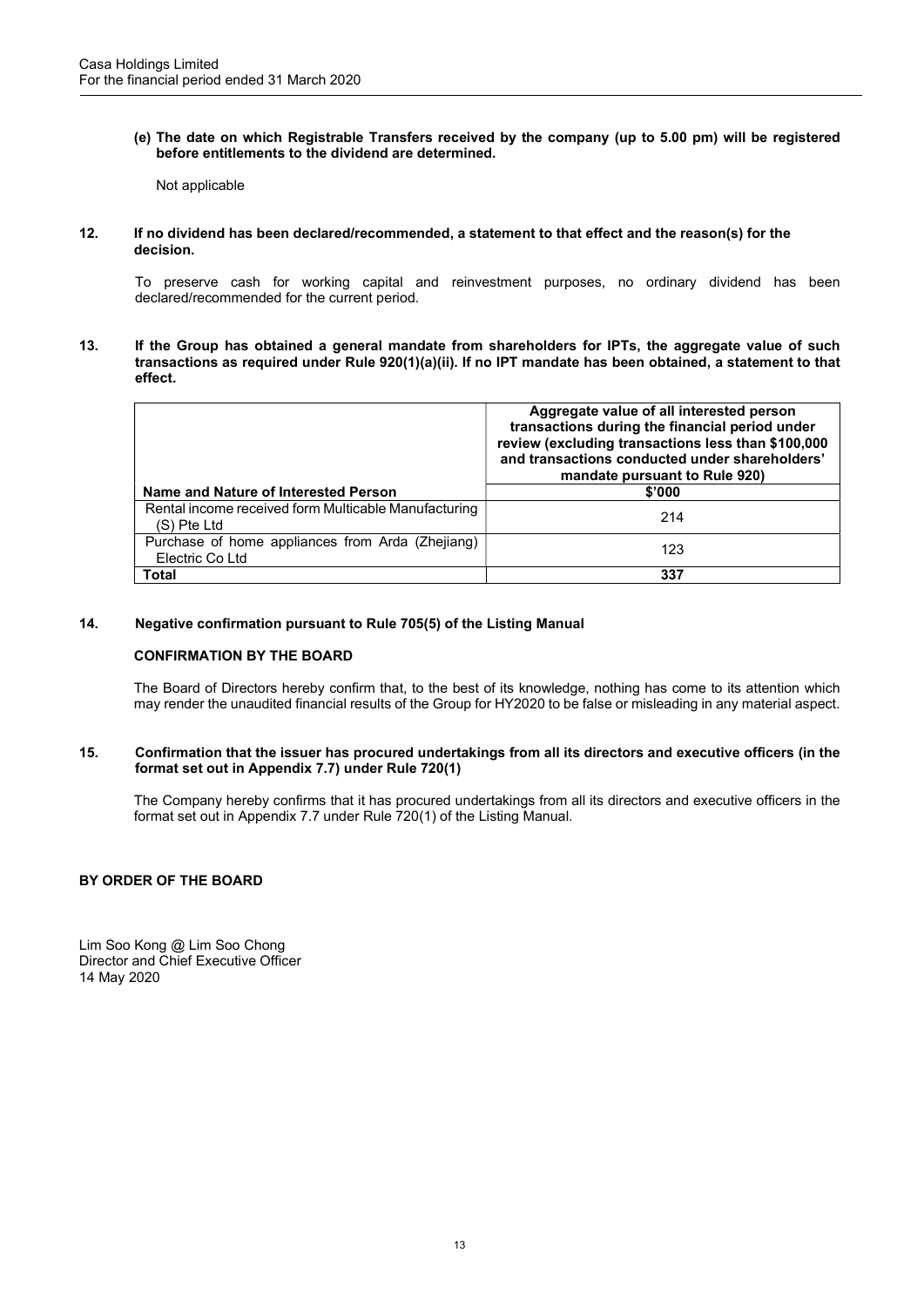**(e) The date on which Registrable Transfers received by the company (up to 5.00 pm) will be registered before entitlements to the dividend are determined.**

Not applicable

**12. If no dividend has been declared/recommended, a statement to that effect and the reason(s) for the decision.**

To preserve cash for working capital and reinvestment purposes, no ordinary dividend has been declared/recommended for the current period.

**13. If the Group has obtained a general mandate from shareholders for IPTs, the aggregate value of such transactions as required under Rule 920(1)(a)(ii). If no IPT mandate has been obtained, a statement to that effect.**

| Name and Nature of Interested Person | Aggregate value of all interested person transactions during the financial period under review (excluding transactions less than $100,000 and transactions conducted under shareholders' mandate pursuant to Rule 920) $'000 |
|---|---|
| Rental income received form Multicable Manufacturing (S) Pte Ltd | 214 |
| Purchase of home appliances from Arda (Zhejiang) Electric Co Ltd | 123 |
| **Total** | **337** |

**14. Negative confirmation pursuant to Rule 705(5) of the Listing Manual**

**CONFIRMATION BY THE BOARD**

The Board of Directors hereby confirm that, to the best of its knowledge, nothing has come to its attention which may render the unaudited financial results of the Group for HY2020 to be false or misleading in any material aspect.

**15. Confirmation that the issuer has procured undertakings from all its directors and executive officers (in the format set out in Appendix 7.7) under Rule 720(1)**

The Company hereby confirms that it has procured undertakings from all its directors and executive officers in the format set out in Appendix 7.7 under Rule 720(1) of the Listing Manual.

**BY ORDER OF THE BOARD**

Lim Soo Kong @ Lim Soo Chong
Director and Chief Executive Officer
14 May 2020